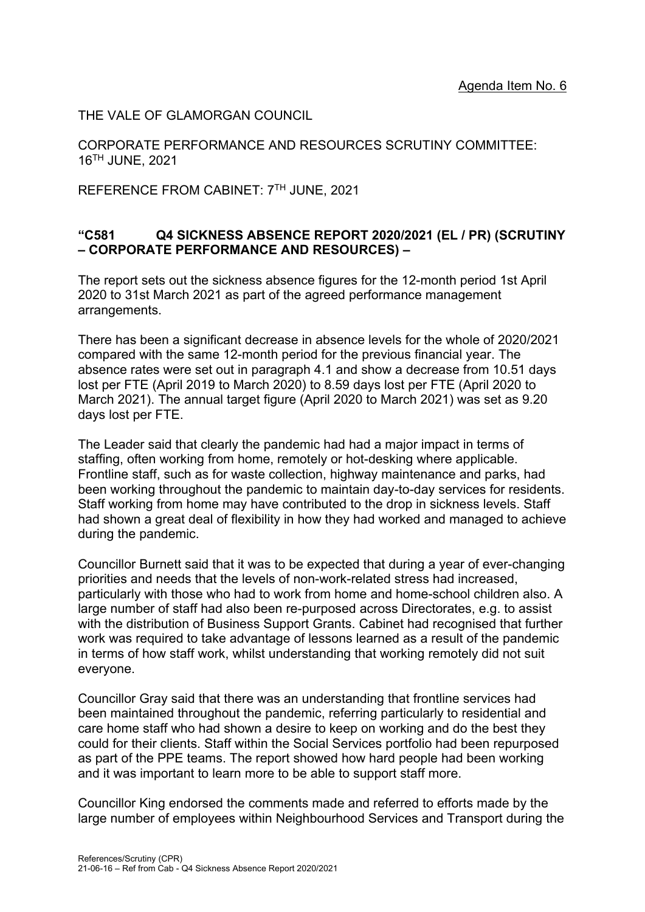Agenda Item No. 6

THE VALE OF GLAMORGAN COUNCIL

CORPORATE PERFORMANCE AND RESOURCES SCRUTINY COMMITTEE: 16TH JUNE, 2021

REFERENCE FROM CABINET: 7TH JUNE, 2021

**"C581 Q4 SICKNESS ABSENCE REPORT 2020/2021 (EL / PR) (SCRUTINY – CORPORATE PERFORMANCE AND RESOURCES) –**

The report sets out the sickness absence figures for the 12-month period 1st April 2020 to 31st March 2021 as part of the agreed performance management arrangements.

There has been a significant decrease in absence levels for the whole of 2020/2021 compared with the same 12-month period for the previous financial year. The absence rates were set out in paragraph 4.1 and show a decrease from 10.51 days lost per FTE (April 2019 to March 2020) to 8.59 days lost per FTE (April 2020 to March 2021). The annual target figure (April 2020 to March 2021) was set as 9.20 days lost per FTE.

The Leader said that clearly the pandemic had had a major impact in terms of staffing, often working from home, remotely or hot-desking where applicable. Frontline staff, such as for waste collection, highway maintenance and parks, had been working throughout the pandemic to maintain day-to-day services for residents. Staff working from home may have contributed to the drop in sickness levels. Staff had shown a great deal of flexibility in how they had worked and managed to achieve during the pandemic.

Councillor Burnett said that it was to be expected that during a year of ever-changing priorities and needs that the levels of non-work-related stress had increased, particularly with those who had to work from home and home-school children also. A large number of staff had also been re-purposed across Directorates, e.g. to assist with the distribution of Business Support Grants. Cabinet had recognised that further work was required to take advantage of lessons learned as a result of the pandemic in terms of how staff work, whilst understanding that working remotely did not suit everyone.

Councillor Gray said that there was an understanding that frontline services had been maintained throughout the pandemic, referring particularly to residential and care home staff who had shown a desire to keep on working and do the best they could for their clients. Staff within the Social Services portfolio had been repurposed as part of the PPE teams. The report showed how hard people had been working and it was important to learn more to be able to support staff more.

Councillor King endorsed the comments made and referred to efforts made by the large number of employees within Neighbourhood Services and Transport during the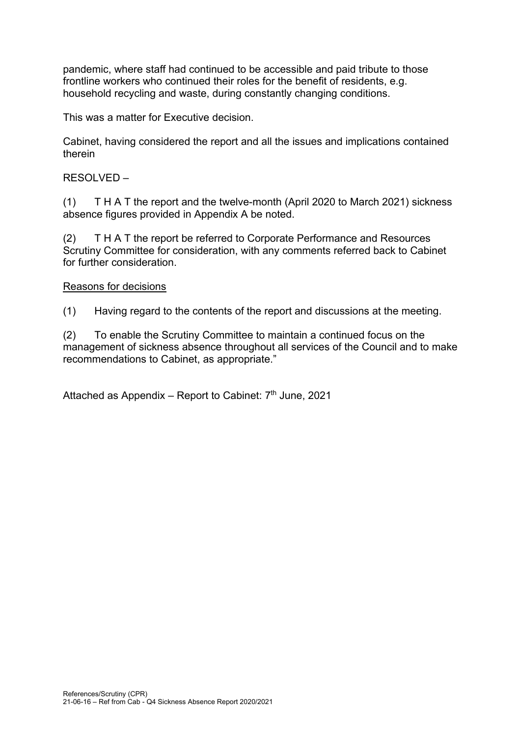pandemic, where staff had continued to be accessible and paid tribute to those frontline workers who continued their roles for the benefit of residents, e.g. household recycling and waste, during constantly changing conditions.

This was a matter for Executive decision.

Cabinet, having considered the report and all the issues and implications contained therein

RESOLVED –

(1) T H A T the report and the twelve-month (April 2020 to March 2021) sickness absence figures provided in Appendix A be noted.

(2) T H A T the report be referred to Corporate Performance and Resources Scrutiny Committee for consideration, with any comments referred back to Cabinet for further consideration.

Reasons for decisions

(1) Having regard to the contents of the report and discussions at the meeting.

(2) To enable the Scrutiny Committee to maintain a continued focus on the management of sickness absence throughout all services of the Council and to make recommendations to Cabinet, as appropriate."

Attached as Appendix – Report to Cabinet: 7th June, 2021

References/Scrutiny (CPR)
21-06-16 – Ref from Cab - Q4 Sickness Absence Report 2020/2021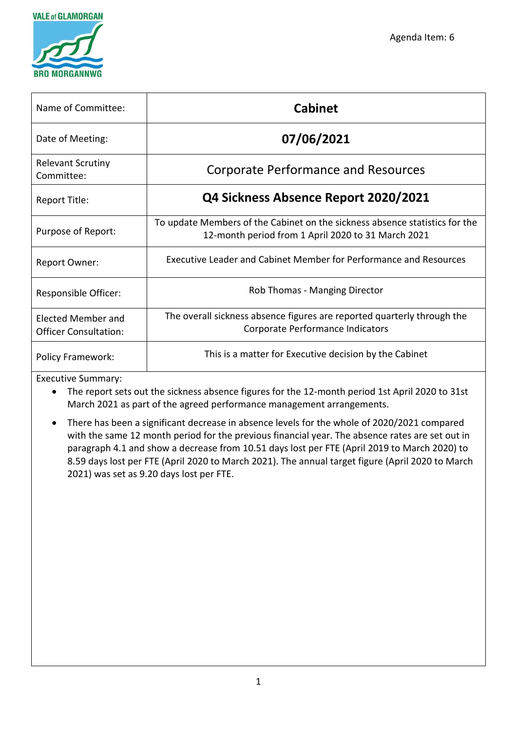Agenda Item: 6

| | |
|---|---|
| Name of Committee: | **Cabinet** |
| Date of Meeting: | **07/06/2021** |
| Relevant Scrutiny Committee: | Corporate Performance and Resources |
| Report Title: | **Q4 Sickness Absence Report 2020/2021** |
| Purpose of Report: | To update Members of the Cabinet on the sickness absence statistics for the 12-month period from 1 April 2020 to 31 March 2021 |
| Report Owner: | Executive Leader and Cabinet Member for Performance and Resources |
| Responsible Officer: | Rob Thomas - Manging Director |
| Elected Member and Officer Consultation: | The overall sickness absence figures are reported quarterly through the Corporate Performance Indicators |
| Policy Framework: | This is a matter for Executive decision by the Cabinet |

Executive Summary:

- The report sets out the sickness absence figures for the 12-month period 1st April 2020 to 31st March 2021 as part of the agreed performance management arrangements.
- There has been a significant decrease in absence levels for the whole of 2020/2021 compared with the same 12 month period for the previous financial year. The absence rates are set out in paragraph 4.1 and show a decrease from 10.51 days lost per FTE (April 2019 to March 2020) to 8.59 days lost per FTE (April 2020 to March 2021). The annual target figure (April 2020 to March 2021) was set as 9.20 days lost per FTE.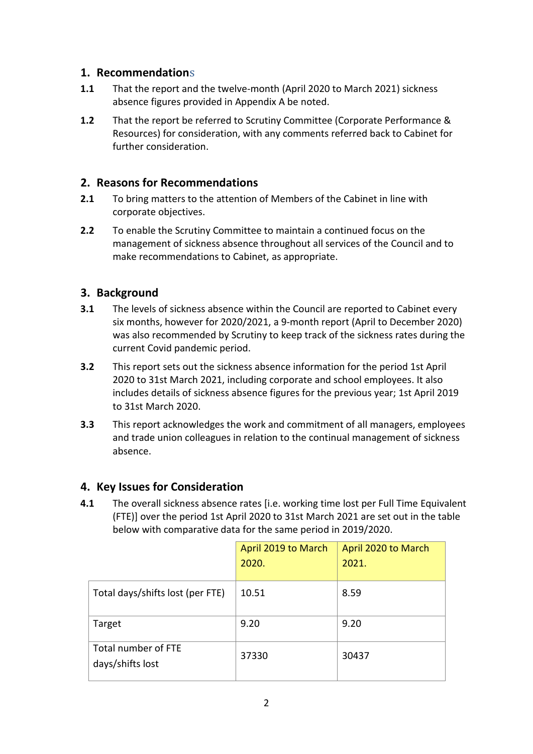## 1. Recommendations

**1.1** That the report and the twelve-month (April 2020 to March 2021) sickness absence figures provided in Appendix A be noted.

**1.2** That the report be referred to Scrutiny Committee (Corporate Performance & Resources) for consideration, with any comments referred back to Cabinet for further consideration.

## 2. Reasons for Recommendations

**2.1** To bring matters to the attention of Members of the Cabinet in line with corporate objectives.

**2.2** To enable the Scrutiny Committee to maintain a continued focus on the management of sickness absence throughout all services of the Council and to make recommendations to Cabinet, as appropriate.

## 3. Background

**3.1** The levels of sickness absence within the Council are reported to Cabinet every six months, however for 2020/2021, a 9-month report (April to December 2020) was also recommended by Scrutiny to keep track of the sickness rates during the current Covid pandemic period.

**3.2** This report sets out the sickness absence information for the period 1st April 2020 to 31st March 2021, including corporate and school employees. It also includes details of sickness absence figures for the previous year; 1st April 2019 to 31st March 2020.

**3.3** This report acknowledges the work and commitment of all managers, employees and trade union colleagues in relation to the continual management of sickness absence.

## 4. Key Issues for Consideration

**4.1** The overall sickness absence rates [i.e. working time lost per Full Time Equivalent (FTE)] over the period 1st April 2020 to 31st March 2021 are set out in the table below with comparative data for the same period in 2019/2020.

| | April 2019 to March 2020. | April 2020 to March 2021. |
|---|---|---|
| Total days/shifts lost (per FTE) | 10.51 | 8.59 |
| Target | 9.20 | 9.20 |
| Total number of FTE days/shifts lost | 37330 | 30437 |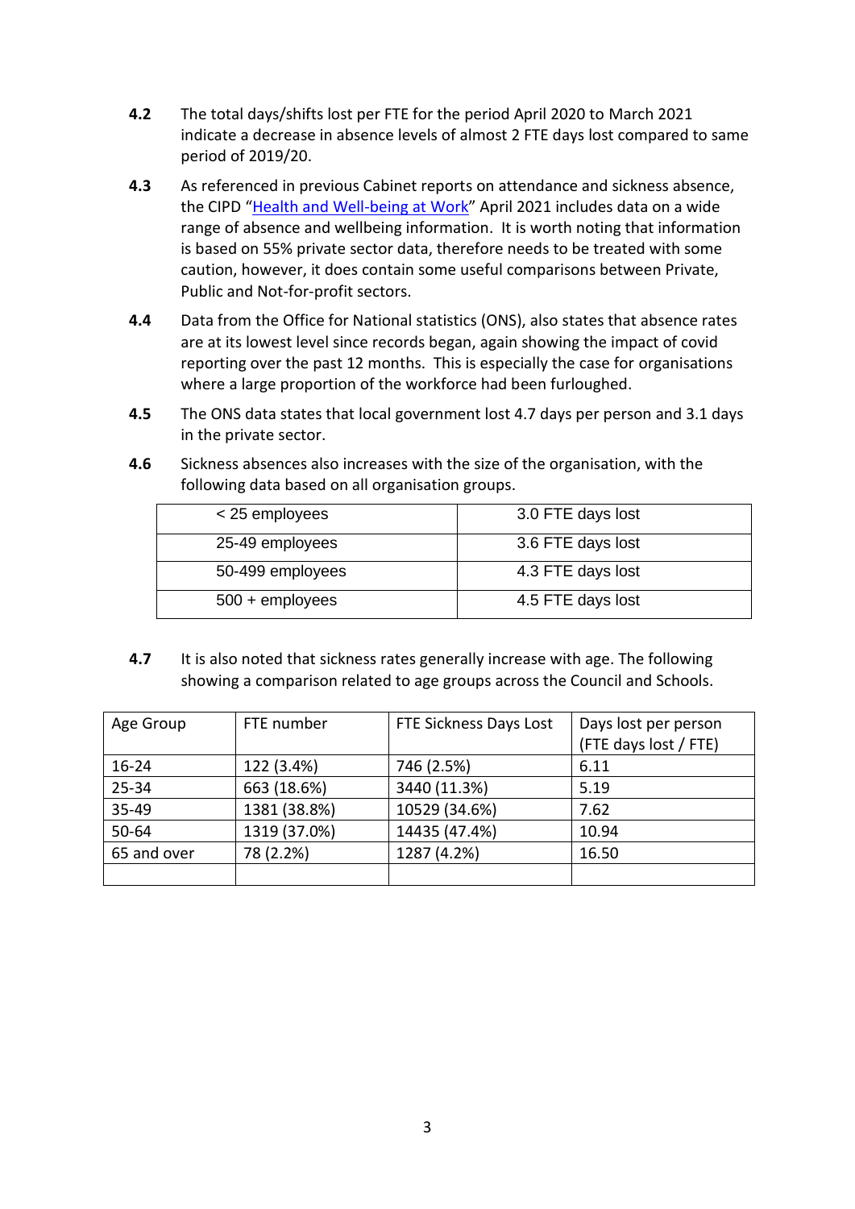**4.2** The total days/shifts lost per FTE for the period April 2020 to March 2021 indicate a decrease in absence levels of almost 2 FTE days lost compared to same period of 2019/20.

**4.3** As referenced in previous Cabinet reports on attendance and sickness absence, the CIPD "[Health and Well-being at Work](#)" April 2021 includes data on a wide range of absence and wellbeing information. It is worth noting that information is based on 55% private sector data, therefore needs to be treated with some caution, however, it does contain some useful comparisons between Private, Public and Not-for-profit sectors.

**4.4** Data from the Office for National statistics (ONS), also states that absence rates are at its lowest level since records began, again showing the impact of covid reporting over the past 12 months. This is especially the case for organisations where a large proportion of the workforce had been furloughed.

**4.5** The ONS data states that local government lost 4.7 days per person and 3.1 days in the private sector.

**4.6** Sickness absences also increases with the size of the organisation, with the following data based on all organisation groups.

| | |
|---|---|
| < 25 employees | 3.0 FTE days lost |
| 25-49 employees | 3.6 FTE days lost |
| 50-499 employees | 4.3 FTE days lost |
| 500 + employees | 4.5 FTE days lost |

**4.7** It is also noted that sickness rates generally increase with age. The following showing a comparison related to age groups across the Council and Schools.

| Age Group | FTE number | FTE Sickness Days Lost | Days lost per person (FTE days lost / FTE) |
|---|---|---|---|
| 16-24 | 122 (3.4%) | 746 (2.5%) | 6.11 |
| 25-34 | 663 (18.6%) | 3440 (11.3%) | 5.19 |
| 35-49 | 1381 (38.8%) | 10529 (34.6%) | 7.62 |
| 50-64 | 1319 (37.0%) | 14435 (47.4%) | 10.94 |
| 65 and over | 78 (2.2%) | 1287 (4.2%) | 16.50 |
| | | | |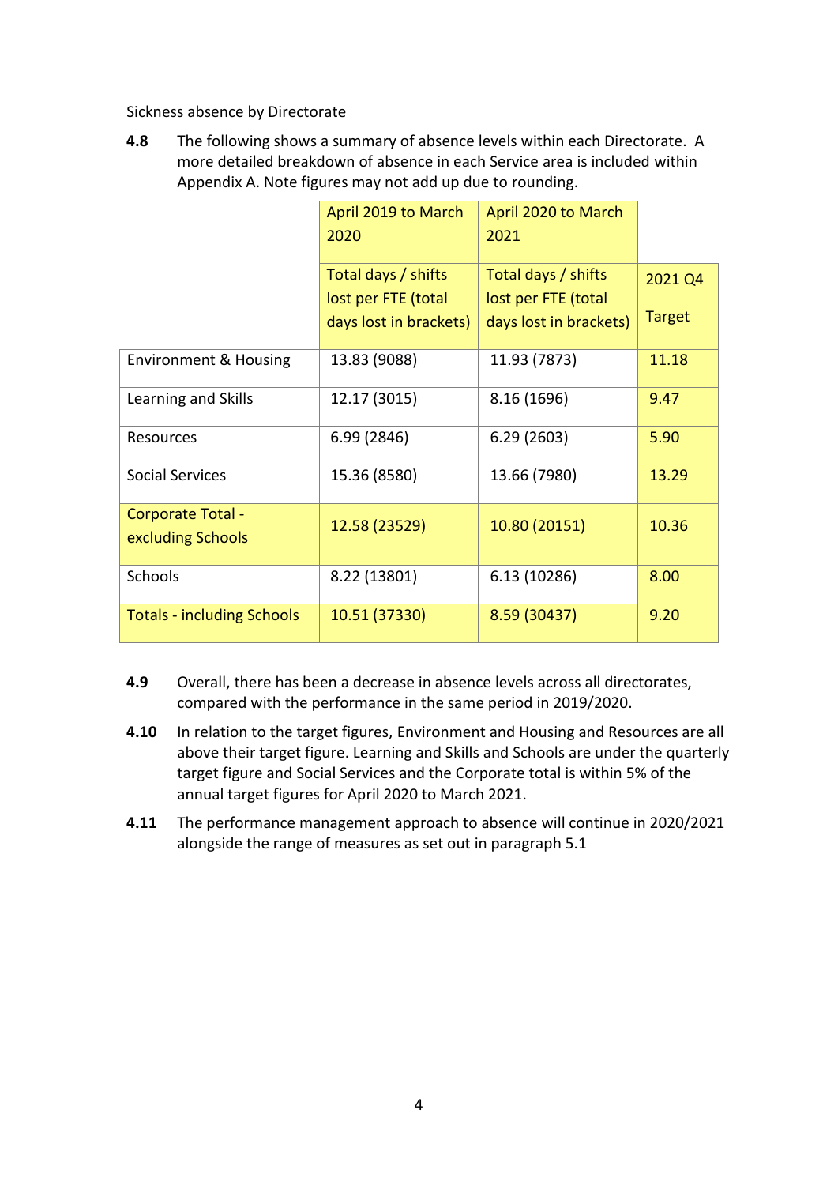Sickness absence by Directorate

**4.8** The following shows a summary of absence levels within each Directorate. A more detailed breakdown of absence in each Service area is included within Appendix A. Note figures may not add up due to rounding.

| | April 2019 to March 2020 | April 2020 to March 2021 | |
|---|---|---|---|
| | Total days / shifts lost per FTE (total days lost in brackets) | Total days / shifts lost per FTE (total days lost in brackets) | 2021 Q4 Target |
| Environment & Housing | 13.83 (9088) | 11.93 (7873) | 11.18 |
| Learning and Skills | 12.17 (3015) | 8.16 (1696) | 9.47 |
| Resources | 6.99 (2846) | 6.29 (2603) | 5.90 |
| Social Services | 15.36 (8580) | 13.66 (7980) | 13.29 |
| Corporate Total - excluding Schools | 12.58 (23529) | 10.80 (20151) | 10.36 |
| Schools | 8.22 (13801) | 6.13 (10286) | 8.00 |
| Totals - including Schools | 10.51 (37330) | 8.59 (30437) | 9.20 |

**4.9** Overall, there has been a decrease in absence levels across all directorates, compared with the performance in the same period in 2019/2020.

**4.10** In relation to the target figures, Environment and Housing and Resources are all above their target figure. Learning and Skills and Schools are under the quarterly target figure and Social Services and the Corporate total is within 5% of the annual target figures for April 2020 to March 2021.

**4.11** The performance management approach to absence will continue in 2020/2021 alongside the range of measures as set out in paragraph 5.1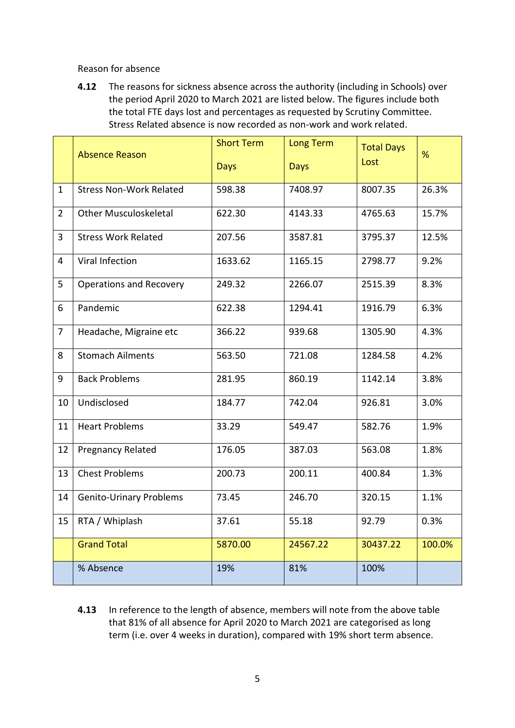Reason for absence

**4.12** The reasons for sickness absence across the authority (including in Schools) over the period April 2020 to March 2021 are listed below. The figures include both the total FTE days lost and percentages as requested by Scrutiny Committee. Stress Related absence is now recorded as non-work and work related.

| | Absence Reason | Short Term Days | Long Term Days | Total Days Lost | % |
|---|---|---|---|---|---|
| 1 | Stress Non-Work Related | 598.38 | 7408.97 | 8007.35 | 26.3% |
| 2 | Other Musculoskeletal | 622.30 | 4143.33 | 4765.63 | 15.7% |
| 3 | Stress Work Related | 207.56 | 3587.81 | 3795.37 | 12.5% |
| 4 | Viral Infection | 1633.62 | 1165.15 | 2798.77 | 9.2% |
| 5 | Operations and Recovery | 249.32 | 2266.07 | 2515.39 | 8.3% |
| 6 | Pandemic | 622.38 | 1294.41 | 1916.79 | 6.3% |
| 7 | Headache, Migraine etc | 366.22 | 939.68 | 1305.90 | 4.3% |
| 8 | Stomach Ailments | 563.50 | 721.08 | 1284.58 | 4.2% |
| 9 | Back Problems | 281.95 | 860.19 | 1142.14 | 3.8% |
| 10 | Undisclosed | 184.77 | 742.04 | 926.81 | 3.0% |
| 11 | Heart Problems | 33.29 | 549.47 | 582.76 | 1.9% |
| 12 | Pregnancy Related | 176.05 | 387.03 | 563.08 | 1.8% |
| 13 | Chest Problems | 200.73 | 200.11 | 400.84 | 1.3% |
| 14 | Genito-Urinary Problems | 73.45 | 246.70 | 320.15 | 1.1% |
| 15 | RTA / Whiplash | 37.61 | 55.18 | 92.79 | 0.3% |
| | Grand Total | 5870.00 | 24567.22 | 30437.22 | 100.0% |
| | % Absence | 19% | 81% | 100% | |

**4.13** In reference to the length of absence, members will note from the above table that 81% of all absence for April 2020 to March 2021 are categorised as long term (i.e. over 4 weeks in duration), compared with 19% short term absence.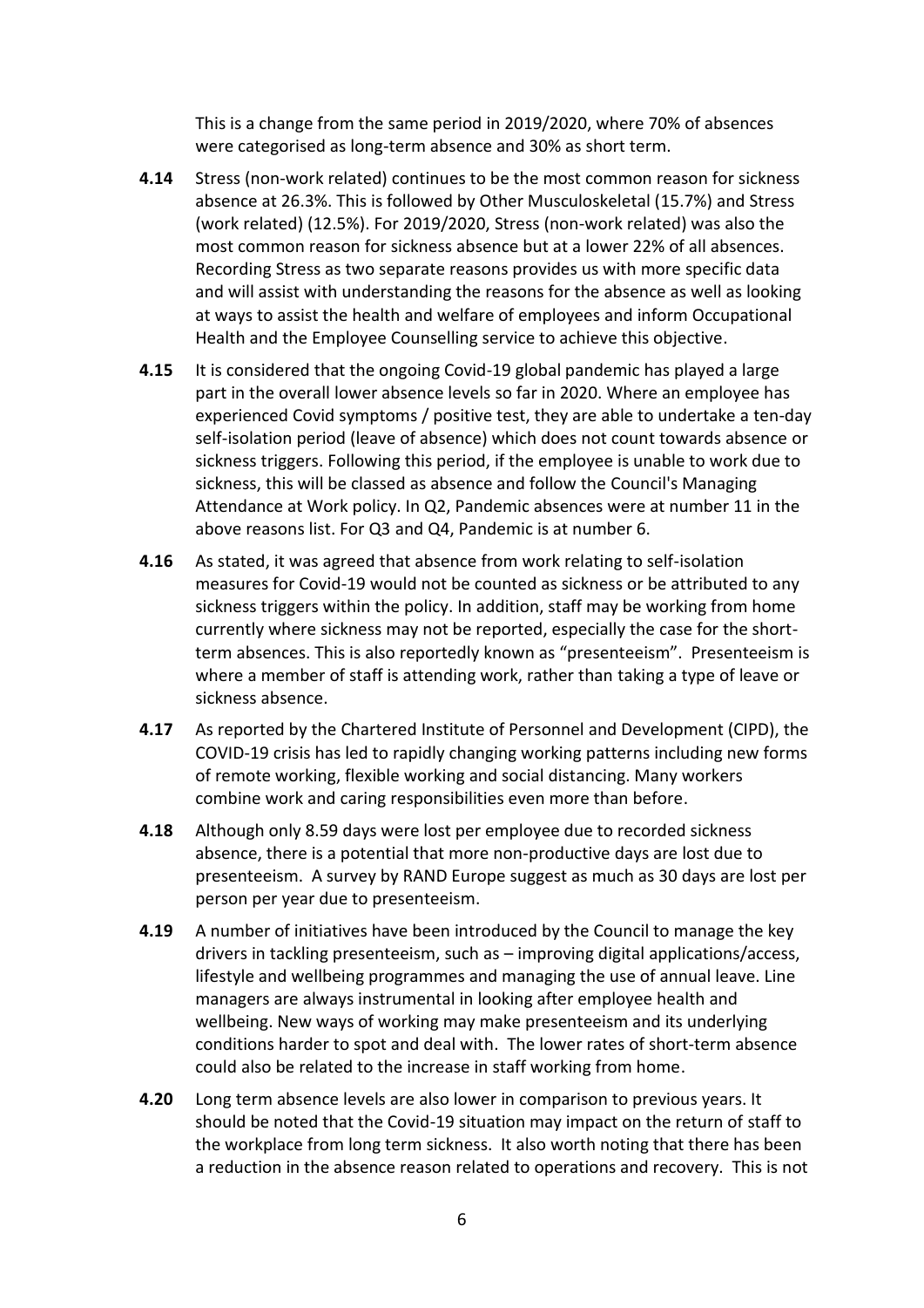This is a change from the same period in 2019/2020, where 70% of absences were categorised as long-term absence and 30% as short term.

**4.14** Stress (non-work related) continues to be the most common reason for sickness absence at 26.3%. This is followed by Other Musculoskeletal (15.7%) and Stress (work related) (12.5%). For 2019/2020, Stress (non-work related) was also the most common reason for sickness absence but at a lower 22% of all absences. Recording Stress as two separate reasons provides us with more specific data and will assist with understanding the reasons for the absence as well as looking at ways to assist the health and welfare of employees and inform Occupational Health and the Employee Counselling service to achieve this objective.

**4.15** It is considered that the ongoing Covid-19 global pandemic has played a large part in the overall lower absence levels so far in 2020. Where an employee has experienced Covid symptoms / positive test, they are able to undertake a ten-day self-isolation period (leave of absence) which does not count towards absence or sickness triggers. Following this period, if the employee is unable to work due to sickness, this will be classed as absence and follow the Council's Managing Attendance at Work policy. In Q2, Pandemic absences were at number 11 in the above reasons list. For Q3 and Q4, Pandemic is at number 6.

**4.16** As stated, it was agreed that absence from work relating to self-isolation measures for Covid-19 would not be counted as sickness or be attributed to any sickness triggers within the policy. In addition, staff may be working from home currently where sickness may not be reported, especially the case for the short-term absences. This is also reportedly known as "presenteeism". Presenteeism is where a member of staff is attending work, rather than taking a type of leave or sickness absence.

**4.17** As reported by the Chartered Institute of Personnel and Development (CIPD), the COVID-19 crisis has led to rapidly changing working patterns including new forms of remote working, flexible working and social distancing. Many workers combine work and caring responsibilities even more than before.

**4.18** Although only 8.59 days were lost per employee due to recorded sickness absence, there is a potential that more non-productive days are lost due to presenteeism. A survey by RAND Europe suggest as much as 30 days are lost per person per year due to presenteeism.

**4.19** A number of initiatives have been introduced by the Council to manage the key drivers in tackling presenteeism, such as – improving digital applications/access, lifestyle and wellbeing programmes and managing the use of annual leave. Line managers are always instrumental in looking after employee health and wellbeing. New ways of working may make presenteeism and its underlying conditions harder to spot and deal with. The lower rates of short-term absence could also be related to the increase in staff working from home.

**4.20** Long term absence levels are also lower in comparison to previous years. It should be noted that the Covid-19 situation may impact on the return of staff to the workplace from long term sickness. It also worth noting that there has been a reduction in the absence reason related to operations and recovery. This is not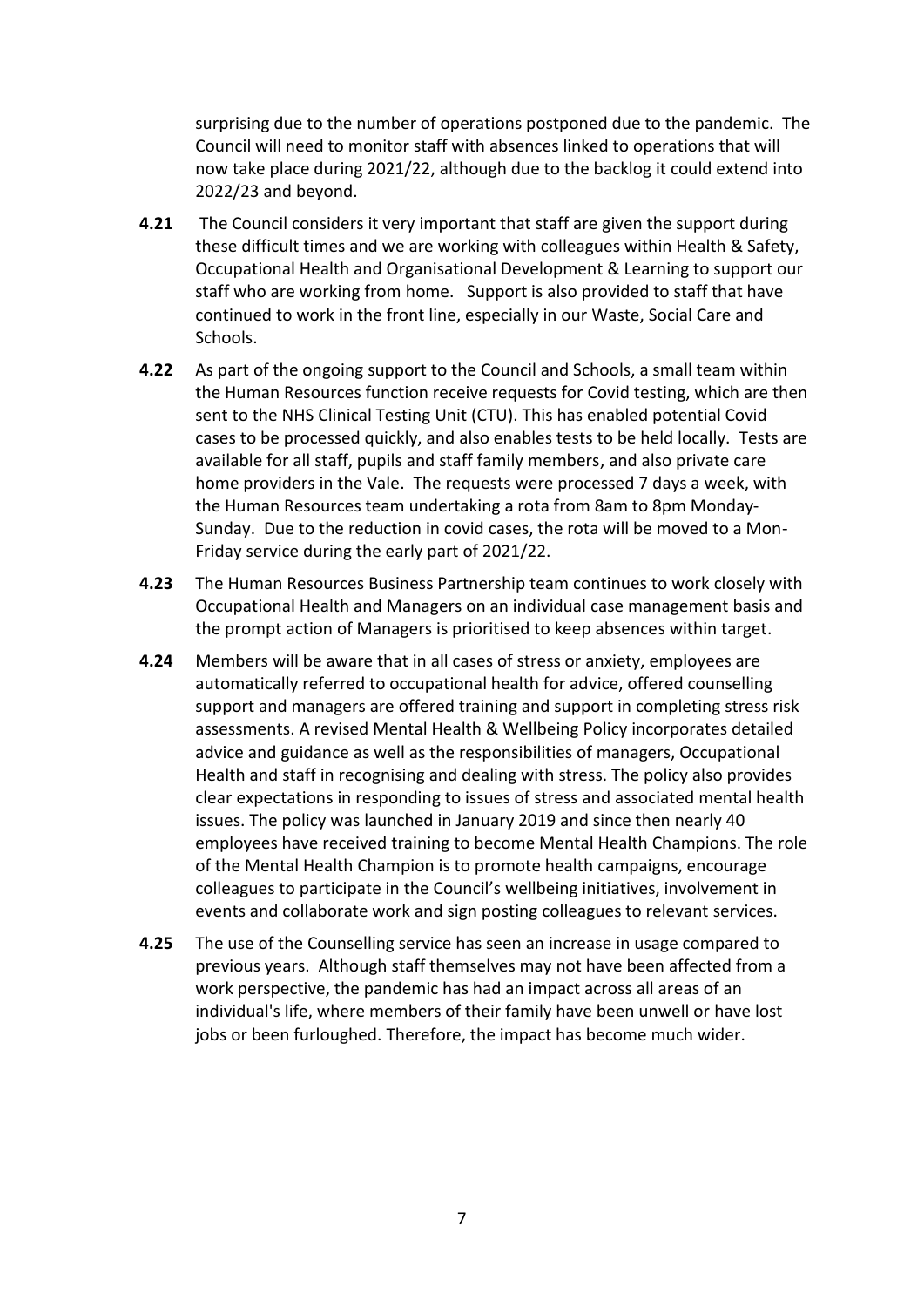surprising due to the number of operations postponed due to the pandemic. The Council will need to monitor staff with absences linked to operations that will now take place during 2021/22, although due to the backlog it could extend into 2022/23 and beyond.

**4.21** The Council considers it very important that staff are given the support during these difficult times and we are working with colleagues within Health & Safety, Occupational Health and Organisational Development & Learning to support our staff who are working from home. Support is also provided to staff that have continued to work in the front line, especially in our Waste, Social Care and Schools.

**4.22** As part of the ongoing support to the Council and Schools, a small team within the Human Resources function receive requests for Covid testing, which are then sent to the NHS Clinical Testing Unit (CTU). This has enabled potential Covid cases to be processed quickly, and also enables tests to be held locally. Tests are available for all staff, pupils and staff family members, and also private care home providers in the Vale. The requests were processed 7 days a week, with the Human Resources team undertaking a rota from 8am to 8pm Monday-Sunday. Due to the reduction in covid cases, the rota will be moved to a Mon-Friday service during the early part of 2021/22.

**4.23** The Human Resources Business Partnership team continues to work closely with Occupational Health and Managers on an individual case management basis and the prompt action of Managers is prioritised to keep absences within target.

**4.24** Members will be aware that in all cases of stress or anxiety, employees are automatically referred to occupational health for advice, offered counselling support and managers are offered training and support in completing stress risk assessments. A revised Mental Health & Wellbeing Policy incorporates detailed advice and guidance as well as the responsibilities of managers, Occupational Health and staff in recognising and dealing with stress. The policy also provides clear expectations in responding to issues of stress and associated mental health issues. The policy was launched in January 2019 and since then nearly 40 employees have received training to become Mental Health Champions. The role of the Mental Health Champion is to promote health campaigns, encourage colleagues to participate in the Council's wellbeing initiatives, involvement in events and collaborate work and sign posting colleagues to relevant services.

**4.25** The use of the Counselling service has seen an increase in usage compared to previous years. Although staff themselves may not have been affected from a work perspective, the pandemic has had an impact across all areas of an individual's life, where members of their family have been unwell or have lost jobs or been furloughed. Therefore, the impact has become much wider.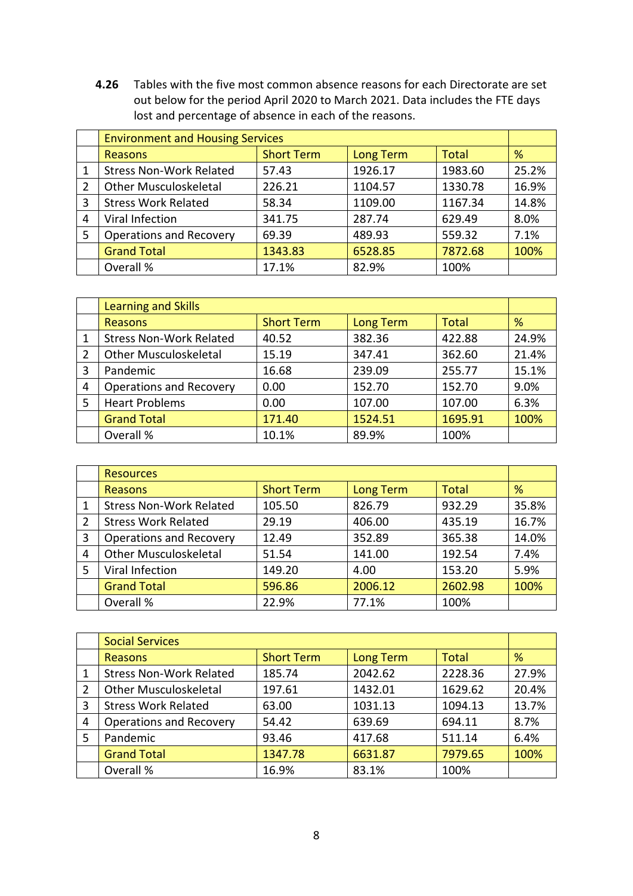**4.26** Tables with the five most common absence reasons for each Directorate are set out below for the period April 2020 to March 2021. Data includes the FTE days lost and percentage of absence in each of the reasons.

| | Environment and Housing Services | | | | |
|---|---|---|---|---|---|
| | Reasons | Short Term | Long Term | Total | % |
| 1 | Stress Non-Work Related | 57.43 | 1926.17 | 1983.60 | 25.2% |
| 2 | Other Musculoskeletal | 226.21 | 1104.57 | 1330.78 | 16.9% |
| 3 | Stress Work Related | 58.34 | 1109.00 | 1167.34 | 14.8% |
| 4 | Viral Infection | 341.75 | 287.74 | 629.49 | 8.0% |
| 5 | Operations and Recovery | 69.39 | 489.93 | 559.32 | 7.1% |
| | Grand Total | 1343.83 | 6528.85 | 7872.68 | 100% |
| | Overall % | 17.1% | 82.9% | 100% | |

| | Learning and Skills | | | | |
|---|---|---|---|---|---|
| | Reasons | Short Term | Long Term | Total | % |
| 1 | Stress Non-Work Related | 40.52 | 382.36 | 422.88 | 24.9% |
| 2 | Other Musculoskeletal | 15.19 | 347.41 | 362.60 | 21.4% |
| 3 | Pandemic | 16.68 | 239.09 | 255.77 | 15.1% |
| 4 | Operations and Recovery | 0.00 | 152.70 | 152.70 | 9.0% |
| 5 | Heart Problems | 0.00 | 107.00 | 107.00 | 6.3% |
| | Grand Total | 171.40 | 1524.51 | 1695.91 | 100% |
| | Overall % | 10.1% | 89.9% | 100% | |

| | Resources | | | | |
|---|---|---|---|---|---|
| | Reasons | Short Term | Long Term | Total | % |
| 1 | Stress Non-Work Related | 105.50 | 826.79 | 932.29 | 35.8% |
| 2 | Stress Work Related | 29.19 | 406.00 | 435.19 | 16.7% |
| 3 | Operations and Recovery | 12.49 | 352.89 | 365.38 | 14.0% |
| 4 | Other Musculoskeletal | 51.54 | 141.00 | 192.54 | 7.4% |
| 5 | Viral Infection | 149.20 | 4.00 | 153.20 | 5.9% |
| | Grand Total | 596.86 | 2006.12 | 2602.98 | 100% |
| | Overall % | 22.9% | 77.1% | 100% | |

| | Social Services | | | | |
|---|---|---|---|---|---|
| | Reasons | Short Term | Long Term | Total | % |
| 1 | Stress Non-Work Related | 185.74 | 2042.62 | 2228.36 | 27.9% |
| 2 | Other Musculoskeletal | 197.61 | 1432.01 | 1629.62 | 20.4% |
| 3 | Stress Work Related | 63.00 | 1031.13 | 1094.13 | 13.7% |
| 4 | Operations and Recovery | 54.42 | 639.69 | 694.11 | 8.7% |
| 5 | Pandemic | 93.46 | 417.68 | 511.14 | 6.4% |
| | Grand Total | 1347.78 | 6631.87 | 7979.65 | 100% |
| | Overall % | 16.9% | 83.1% | 100% | |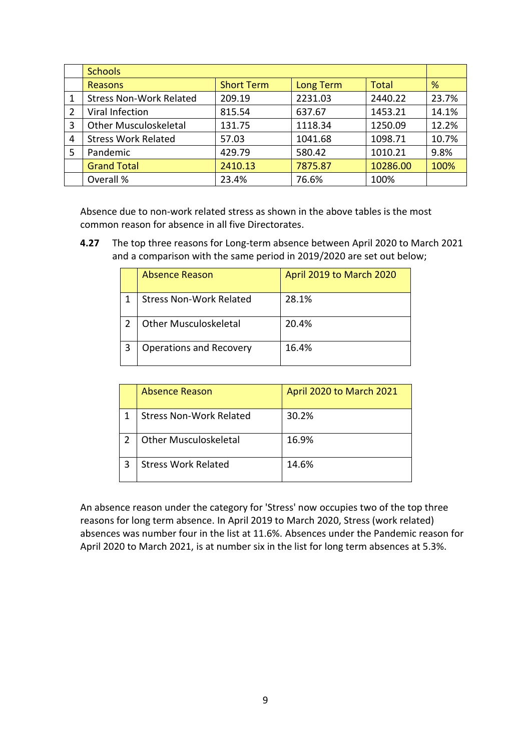| | Schools | | | | |
|---|---|---|---|---|---|
| | Reasons | Short Term | Long Term | Total | % |
| 1 | Stress Non-Work Related | 209.19 | 2231.03 | 2440.22 | 23.7% |
| 2 | Viral Infection | 815.54 | 637.67 | 1453.21 | 14.1% |
| 3 | Other Musculoskeletal | 131.75 | 1118.34 | 1250.09 | 12.2% |
| 4 | Stress Work Related | 57.03 | 1041.68 | 1098.71 | 10.7% |
| 5 | Pandemic | 429.79 | 580.42 | 1010.21 | 9.8% |
| | Grand Total | 2410.13 | 7875.87 | 10286.00 | 100% |
| | Overall % | 23.4% | 76.6% | 100% | |

Absence due to non-work related stress as shown in the above tables is the most common reason for absence in all five Directorates.

**4.27** The top three reasons for Long-term absence between April 2020 to March 2021 and a comparison with the same period in 2019/2020 are set out below;

| | Absence Reason | April 2019 to March 2020 |
|---|---|---|
| 1 | Stress Non-Work Related | 28.1% |
| 2 | Other Musculoskeletal | 20.4% |
| 3 | Operations and Recovery | 16.4% |

| | Absence Reason | April 2020 to March 2021 |
|---|---|---|
| 1 | Stress Non-Work Related | 30.2% |
| 2 | Other Musculoskeletal | 16.9% |
| 3 | Stress Work Related | 14.6% |

An absence reason under the category for 'Stress' now occupies two of the top three reasons for long term absence. In April 2019 to March 2020, Stress (work related) absences was number four in the list at 11.6%. Absences under the Pandemic reason for April 2020 to March 2021, is at number six in the list for long term absences at 5.3%.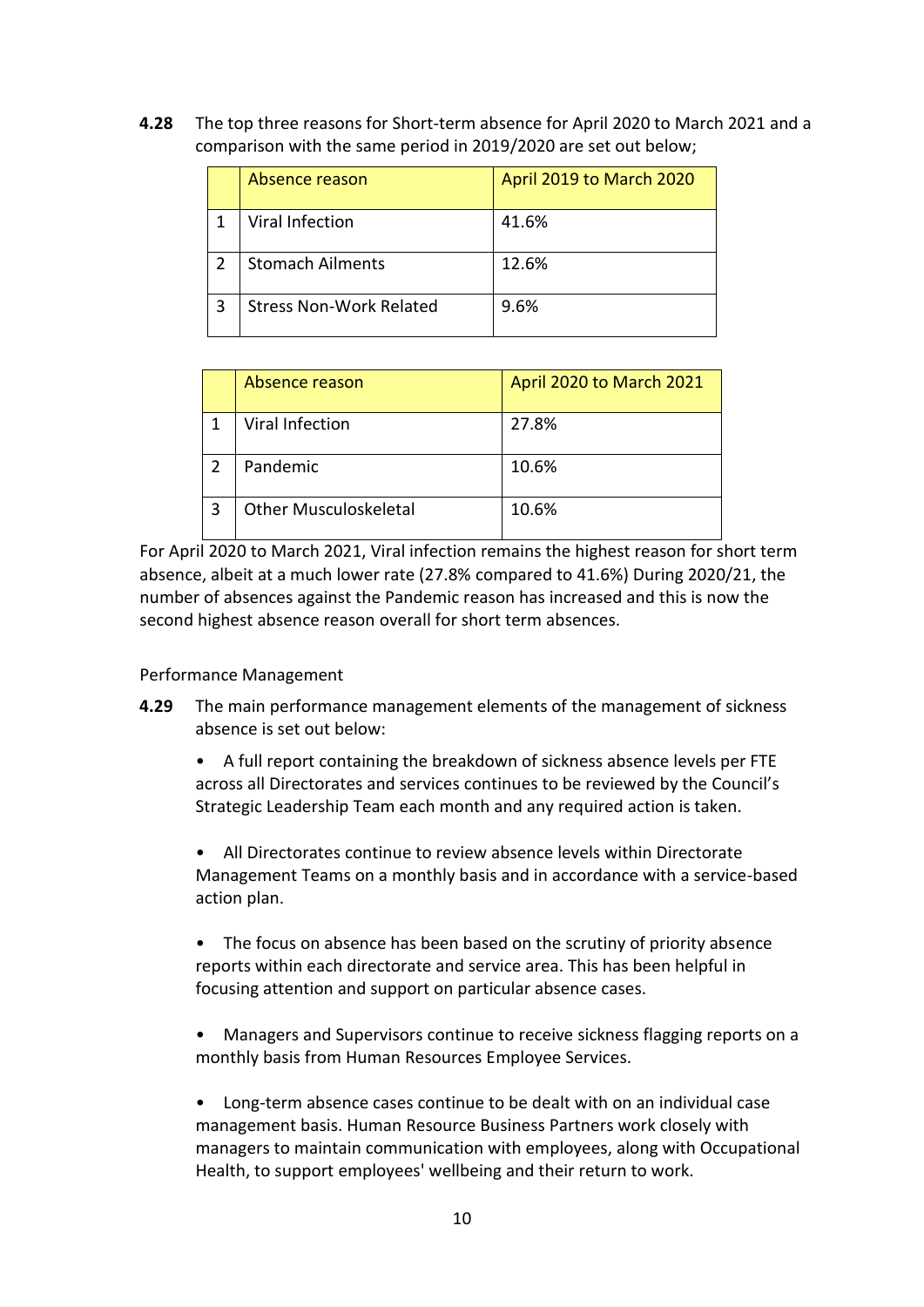**4.28** The top three reasons for Short-term absence for April 2020 to March 2021 and a comparison with the same period in 2019/2020 are set out below;

| | Absence reason | April 2019 to March 2020 |
|---|---|---|
| 1 | Viral Infection | 41.6% |
| 2 | Stomach Ailments | 12.6% |
| 3 | Stress Non-Work Related | 9.6% |

| | Absence reason | April 2020 to March 2021 |
|---|---|---|
| 1 | Viral Infection | 27.8% |
| 2 | Pandemic | 10.6% |
| 3 | Other Musculoskeletal | 10.6% |

For April 2020 to March 2021, Viral infection remains the highest reason for short term absence, albeit at a much lower rate (27.8% compared to 41.6%) During 2020/21, the number of absences against the Pandemic reason has increased and this is now the second highest absence reason overall for short term absences.

Performance Management

**4.29** The main performance management elements of the management of sickness absence is set out below:

- A full report containing the breakdown of sickness absence levels per FTE across all Directorates and services continues to be reviewed by the Council's Strategic Leadership Team each month and any required action is taken.
- All Directorates continue to review absence levels within Directorate Management Teams on a monthly basis and in accordance with a service-based action plan.
- The focus on absence has been based on the scrutiny of priority absence reports within each directorate and service area. This has been helpful in focusing attention and support on particular absence cases.
- Managers and Supervisors continue to receive sickness flagging reports on a monthly basis from Human Resources Employee Services.
- Long-term absence cases continue to be dealt with on an individual case management basis. Human Resource Business Partners work closely with managers to maintain communication with employees, along with Occupational Health, to support employees' wellbeing and their return to work.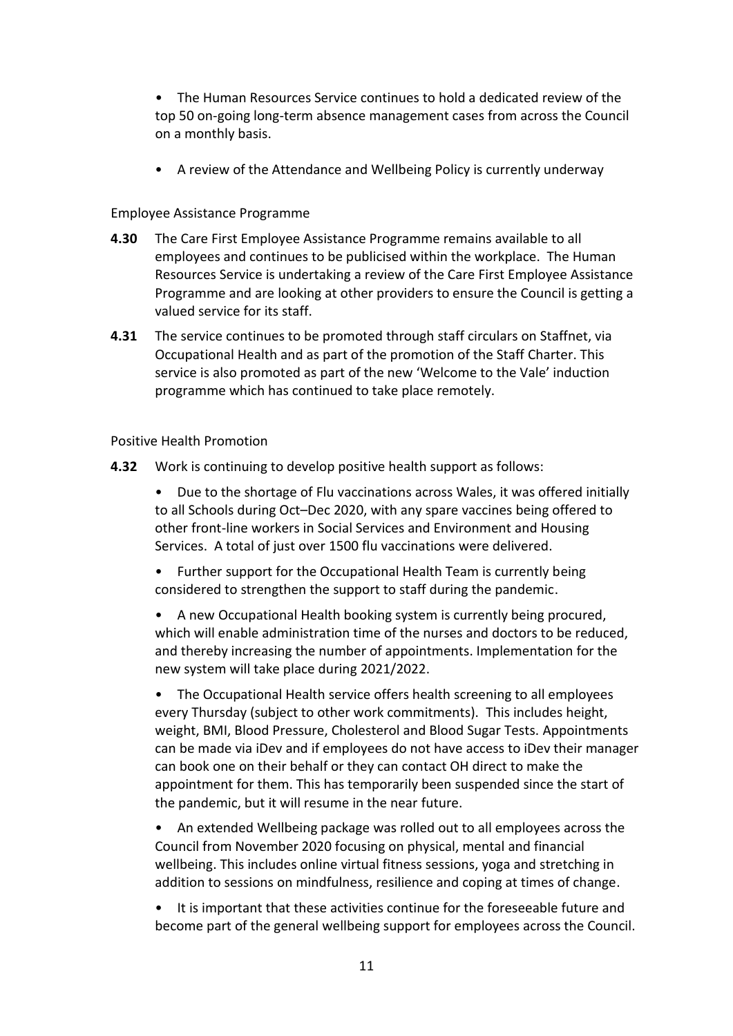- The Human Resources Service continues to hold a dedicated review of the top 50 on-going long-term absence management cases from across the Council on a monthly basis.
- A review of the Attendance and Wellbeing Policy is currently underway

Employee Assistance Programme

**4.30** The Care First Employee Assistance Programme remains available to all employees and continues to be publicised within the workplace. The Human Resources Service is undertaking a review of the Care First Employee Assistance Programme and are looking at other providers to ensure the Council is getting a valued service for its staff.

**4.31** The service continues to be promoted through staff circulars on Staffnet, via Occupational Health and as part of the promotion of the Staff Charter. This service is also promoted as part of the new 'Welcome to the Vale' induction programme which has continued to take place remotely.

Positive Health Promotion

**4.32** Work is continuing to develop positive health support as follows:

- Due to the shortage of Flu vaccinations across Wales, it was offered initially to all Schools during Oct–Dec 2020, with any spare vaccines being offered to other front-line workers in Social Services and Environment and Housing Services. A total of just over 1500 flu vaccinations were delivered.
- Further support for the Occupational Health Team is currently being considered to strengthen the support to staff during the pandemic.
- A new Occupational Health booking system is currently being procured, which will enable administration time of the nurses and doctors to be reduced, and thereby increasing the number of appointments. Implementation for the new system will take place during 2021/2022.
- The Occupational Health service offers health screening to all employees every Thursday (subject to other work commitments). This includes height, weight, BMI, Blood Pressure, Cholesterol and Blood Sugar Tests. Appointments can be made via iDev and if employees do not have access to iDev their manager can book one on their behalf or they can contact OH direct to make the appointment for them. This has temporarily been suspended since the start of the pandemic, but it will resume in the near future.
- An extended Wellbeing package was rolled out to all employees across the Council from November 2020 focusing on physical, mental and financial wellbeing. This includes online virtual fitness sessions, yoga and stretching in addition to sessions on mindfulness, resilience and coping at times of change.
- It is important that these activities continue for the foreseeable future and become part of the general wellbeing support for employees across the Council.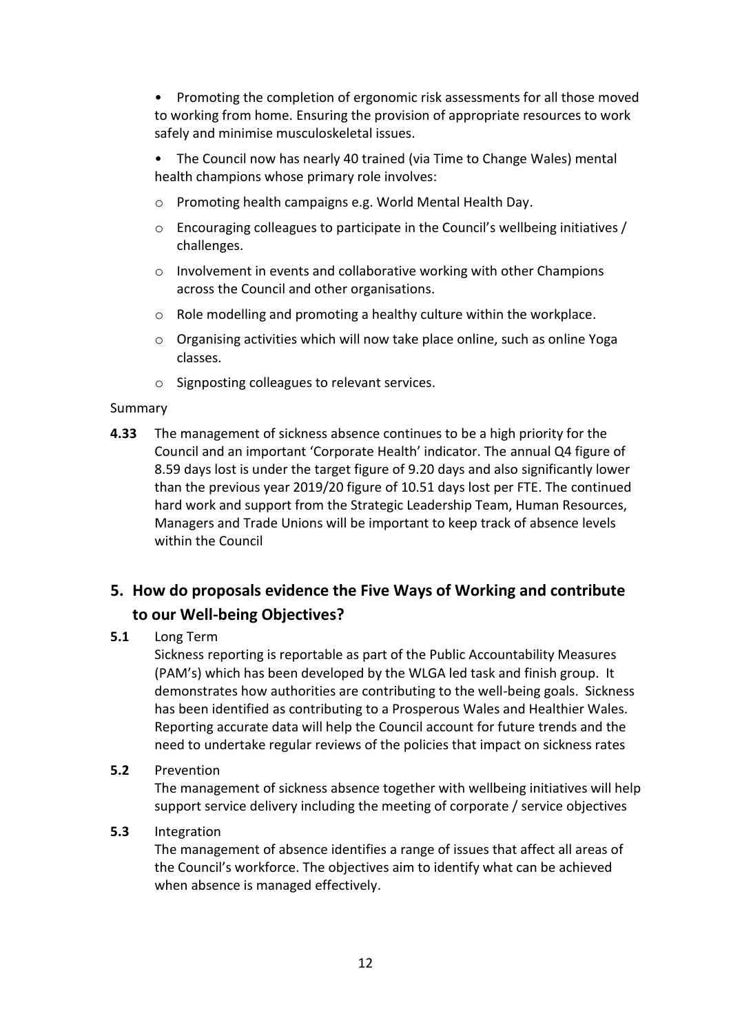- Promoting the completion of ergonomic risk assessments for all those moved to working from home. Ensuring the provision of appropriate resources to work safely and minimise musculoskeletal issues.
- The Council now has nearly 40 trained (via Time to Change Wales) mental health champions whose primary role involves:
  - Promoting health campaigns e.g. World Mental Health Day.
  - Encouraging colleagues to participate in the Council's wellbeing initiatives / challenges.
  - Involvement in events and collaborative working with other Champions across the Council and other organisations.
  - Role modelling and promoting a healthy culture within the workplace.
  - Organising activities which will now take place online, such as online Yoga classes.
  - Signposting colleagues to relevant services.

Summary

**4.33** The management of sickness absence continues to be a high priority for the Council and an important 'Corporate Health' indicator. The annual Q4 figure of 8.59 days lost is under the target figure of 9.20 days and also significantly lower than the previous year 2019/20 figure of 10.51 days lost per FTE. The continued hard work and support from the Strategic Leadership Team, Human Resources, Managers and Trade Unions will be important to keep track of absence levels within the Council

## 5. How do proposals evidence the Five Ways of Working and contribute to our Well-being Objectives?

**5.1** Long Term

Sickness reporting is reportable as part of the Public Accountability Measures (PAM's) which has been developed by the WLGA led task and finish group. It demonstrates how authorities are contributing to the well-being goals. Sickness has been identified as contributing to a Prosperous Wales and Healthier Wales. Reporting accurate data will help the Council account for future trends and the need to undertake regular reviews of the policies that impact on sickness rates

**5.2** Prevention

The management of sickness absence together with wellbeing initiatives will help support service delivery including the meeting of corporate / service objectives

**5.3** Integration

The management of absence identifies a range of issues that affect all areas of the Council's workforce. The objectives aim to identify what can be achieved when absence is managed effectively.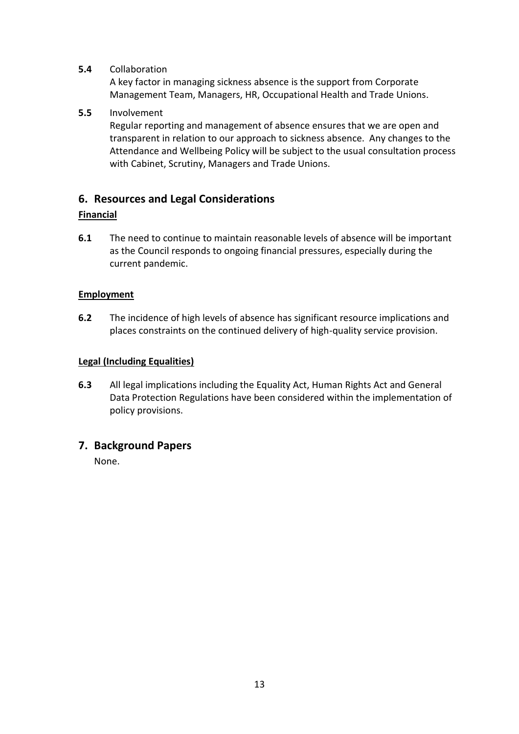**5.4** Collaboration

A key factor in managing sickness absence is the support from Corporate Management Team, Managers, HR, Occupational Health and Trade Unions.

**5.5** Involvement

Regular reporting and management of absence ensures that we are open and transparent in relation to our approach to sickness absence. Any changes to the Attendance and Wellbeing Policy will be subject to the usual consultation process with Cabinet, Scrutiny, Managers and Trade Unions.

## 6. Resources and Legal Considerations

**Financial**

**6.1** The need to continue to maintain reasonable levels of absence will be important as the Council responds to ongoing financial pressures, especially during the current pandemic.

**Employment**

**6.2** The incidence of high levels of absence has significant resource implications and places constraints on the continued delivery of high-quality service provision.

**Legal (Including Equalities)**

**6.3** All legal implications including the Equality Act, Human Rights Act and General Data Protection Regulations have been considered within the implementation of policy provisions.

## 7. Background Papers

None.